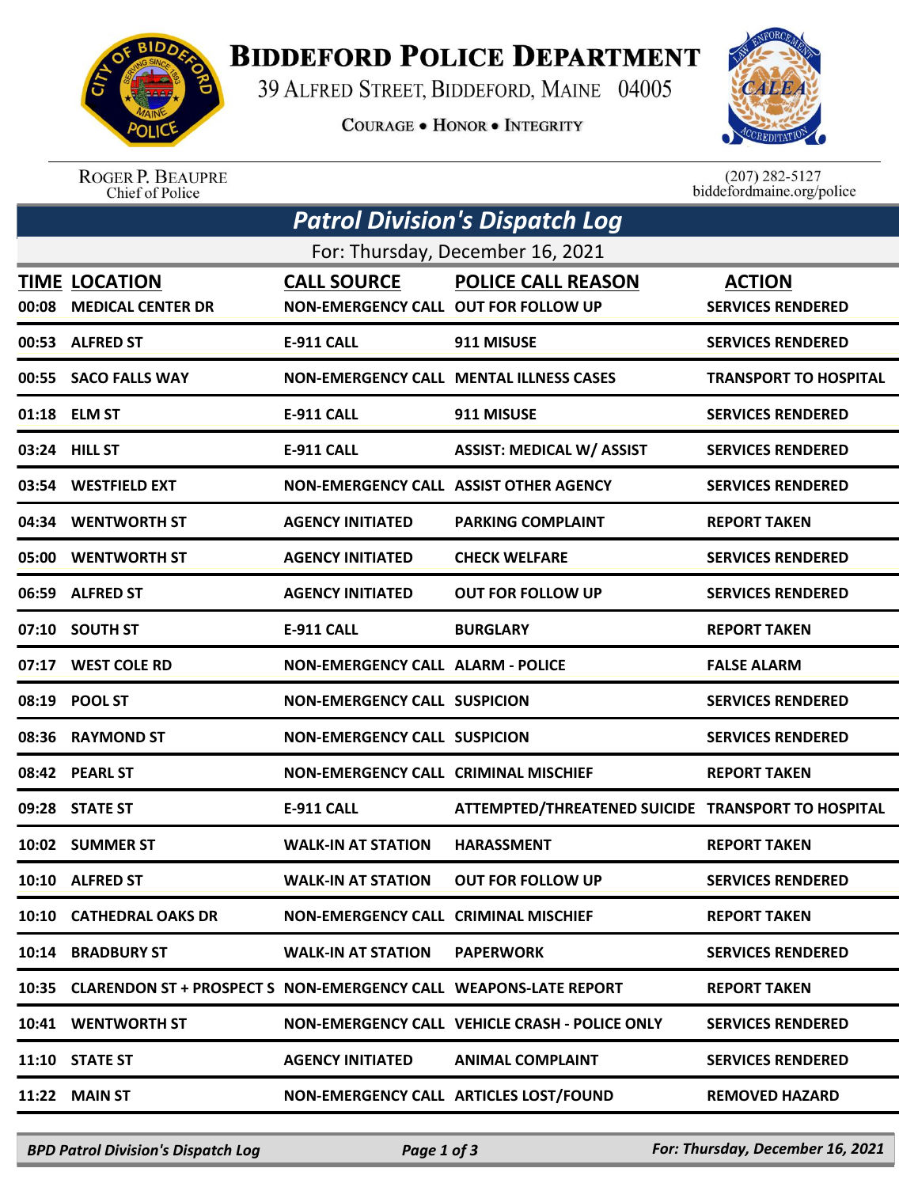# BIDDEFORD POLICE DEPARTMENT

39 ALFRED STREET, BIDDEFORD, MAINE 04005

COURAGE • HONOR • INTEGRITY

ROGER P. BEAUPRE
Chief of Police

(207) 282-5127
biddefordmaine.org/police

## Patrol Division's Dispatch Log

For: Thursday, December 16, 2021

| TIME | LOCATION | CALL SOURCE | POLICE CALL REASON | ACTION |
|---|---|---|---|---|
| 00:08 | MEDICAL CENTER DR | NON-EMERGENCY CALL | OUT FOR FOLLOW UP | SERVICES RENDERED |
| 00:53 | ALFRED ST | E-911 CALL | 911 MISUSE | SERVICES RENDERED |
| 00:55 | SACO FALLS WAY | NON-EMERGENCY CALL | MENTAL ILLNESS CASES | TRANSPORT TO HOSPITAL |
| 01:18 | ELM ST | E-911 CALL | 911 MISUSE | SERVICES RENDERED |
| 03:24 | HILL ST | E-911 CALL | ASSIST: MEDICAL W/ ASSIST | SERVICES RENDERED |
| 03:54 | WESTFIELD EXT | NON-EMERGENCY CALL | ASSIST OTHER AGENCY | SERVICES RENDERED |
| 04:34 | WENTWORTH ST | AGENCY INITIATED | PARKING COMPLAINT | REPORT TAKEN |
| 05:00 | WENTWORTH ST | AGENCY INITIATED | CHECK WELFARE | SERVICES RENDERED |
| 06:59 | ALFRED ST | AGENCY INITIATED | OUT FOR FOLLOW UP | SERVICES RENDERED |
| 07:10 | SOUTH ST | E-911 CALL | BURGLARY | REPORT TAKEN |
| 07:17 | WEST COLE RD | NON-EMERGENCY CALL | ALARM - POLICE | FALSE ALARM |
| 08:19 | POOL ST | NON-EMERGENCY CALL | SUSPICION | SERVICES RENDERED |
| 08:36 | RAYMOND ST | NON-EMERGENCY CALL | SUSPICION | SERVICES RENDERED |
| 08:42 | PEARL ST | NON-EMERGENCY CALL | CRIMINAL MISCHIEF | REPORT TAKEN |
| 09:28 | STATE ST | E-911 CALL | ATTEMPTED/THREATENED SUICIDE | TRANSPORT TO HOSPITAL |
| 10:02 | SUMMER ST | WALK-IN AT STATION | HARASSMENT | REPORT TAKEN |
| 10:10 | ALFRED ST | WALK-IN AT STATION | OUT FOR FOLLOW UP | SERVICES RENDERED |
| 10:10 | CATHEDRAL OAKS DR | NON-EMERGENCY CALL | CRIMINAL MISCHIEF | REPORT TAKEN |
| 10:14 | BRADBURY ST | WALK-IN AT STATION | PAPERWORK | SERVICES RENDERED |
| 10:35 | CLARENDON ST + PROSPECT S | NON-EMERGENCY CALL | WEAPONS-LATE REPORT | REPORT TAKEN |
| 10:41 | WENTWORTH ST | NON-EMERGENCY CALL | VEHICLE CRASH - POLICE ONLY | SERVICES RENDERED |
| 11:10 | STATE ST | AGENCY INITIATED | ANIMAL COMPLAINT | SERVICES RENDERED |
| 11:22 | MAIN ST | NON-EMERGENCY CALL | ARTICLES LOST/FOUND | REMOVED HAZARD |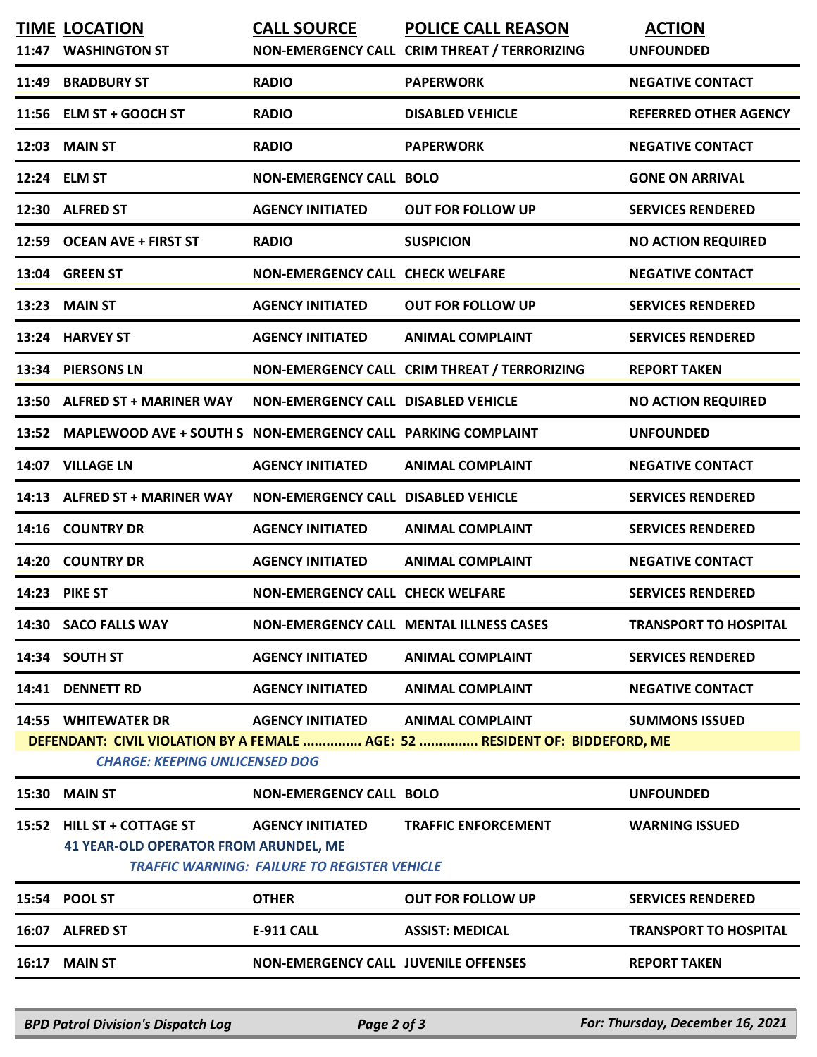| TIME | LOCATION | CALL SOURCE | POLICE CALL REASON | ACTION |
|---|---|---|---|---|
| 11:47 | WASHINGTON ST | NON-EMERGENCY CALL | CRIM THREAT / TERRORIZING | UNFOUNDED |
| 11:49 | BRADBURY ST | RADIO | PAPERWORK | NEGATIVE CONTACT |
| 11:56 | ELM ST + GOOCH ST | RADIO | DISABLED VEHICLE | REFERRED OTHER AGENCY |
| 12:03 | MAIN ST | RADIO | PAPERWORK | NEGATIVE CONTACT |
| 12:24 | ELM ST | NON-EMERGENCY CALL | BOLO | GONE ON ARRIVAL |
| 12:30 | ALFRED ST | AGENCY INITIATED | OUT FOR FOLLOW UP | SERVICES RENDERED |
| 12:59 | OCEAN AVE + FIRST ST | RADIO | SUSPICION | NO ACTION REQUIRED |
| 13:04 | GREEN ST | NON-EMERGENCY CALL | CHECK WELFARE | NEGATIVE CONTACT |
| 13:23 | MAIN ST | AGENCY INITIATED | OUT FOR FOLLOW UP | SERVICES RENDERED |
| 13:24 | HARVEY ST | AGENCY INITIATED | ANIMAL COMPLAINT | SERVICES RENDERED |
| 13:34 | PIERSONS LN | NON-EMERGENCY CALL | CRIM THREAT / TERRORIZING | REPORT TAKEN |
| 13:50 | ALFRED ST + MARINER WAY | NON-EMERGENCY CALL | DISABLED VEHICLE | NO ACTION REQUIRED |
| 13:52 | MAPLEWOOD AVE + SOUTH S | NON-EMERGENCY CALL | PARKING COMPLAINT | UNFOUNDED |
| 14:07 | VILLAGE LN | AGENCY INITIATED | ANIMAL COMPLAINT | NEGATIVE CONTACT |
| 14:13 | ALFRED ST + MARINER WAY | NON-EMERGENCY CALL | DISABLED VEHICLE | SERVICES RENDERED |
| 14:16 | COUNTRY DR | AGENCY INITIATED | ANIMAL COMPLAINT | SERVICES RENDERED |
| 14:20 | COUNTRY DR | AGENCY INITIATED | ANIMAL COMPLAINT | NEGATIVE CONTACT |
| 14:23 | PIKE ST | NON-EMERGENCY CALL | CHECK WELFARE | SERVICES RENDERED |
| 14:30 | SACO FALLS WAY | NON-EMERGENCY CALL | MENTAL ILLNESS CASES | TRANSPORT TO HOSPITAL |
| 14:34 | SOUTH ST | AGENCY INITIATED | ANIMAL COMPLAINT | SERVICES RENDERED |
| 14:41 | DENNETT RD | AGENCY INITIATED | ANIMAL COMPLAINT | NEGATIVE CONTACT |
| 14:55 | WHITEWATER DR | AGENCY INITIATED | ANIMAL COMPLAINT | SUMMONS ISSUED |
| | DEFENDANT: CIVIL VIOLATION BY A FEMALE ............... AGE: 52 ............... RESIDENT OF: BIDDEFORD, ME<br>*CHARGE: KEEPING UNLICENSED DOG* | | | |
| 15:30 | MAIN ST | NON-EMERGENCY CALL | BOLO | UNFOUNDED |
| 15:52 | HILL ST + COTTAGE ST | AGENCY INITIATED | TRAFFIC ENFORCEMENT | WARNING ISSUED |
| | 41 YEAR-OLD OPERATOR FROM ARUNDEL, ME<br>*TRAFFIC WARNING: FAILURE TO REGISTER VEHICLE* | | | |
| 15:54 | POOL ST | OTHER | OUT FOR FOLLOW UP | SERVICES RENDERED |
| 16:07 | ALFRED ST | E-911 CALL | ASSIST: MEDICAL | TRANSPORT TO HOSPITAL |
| 16:17 | MAIN ST | NON-EMERGENCY CALL | JUVENILE OFFENSES | REPORT TAKEN |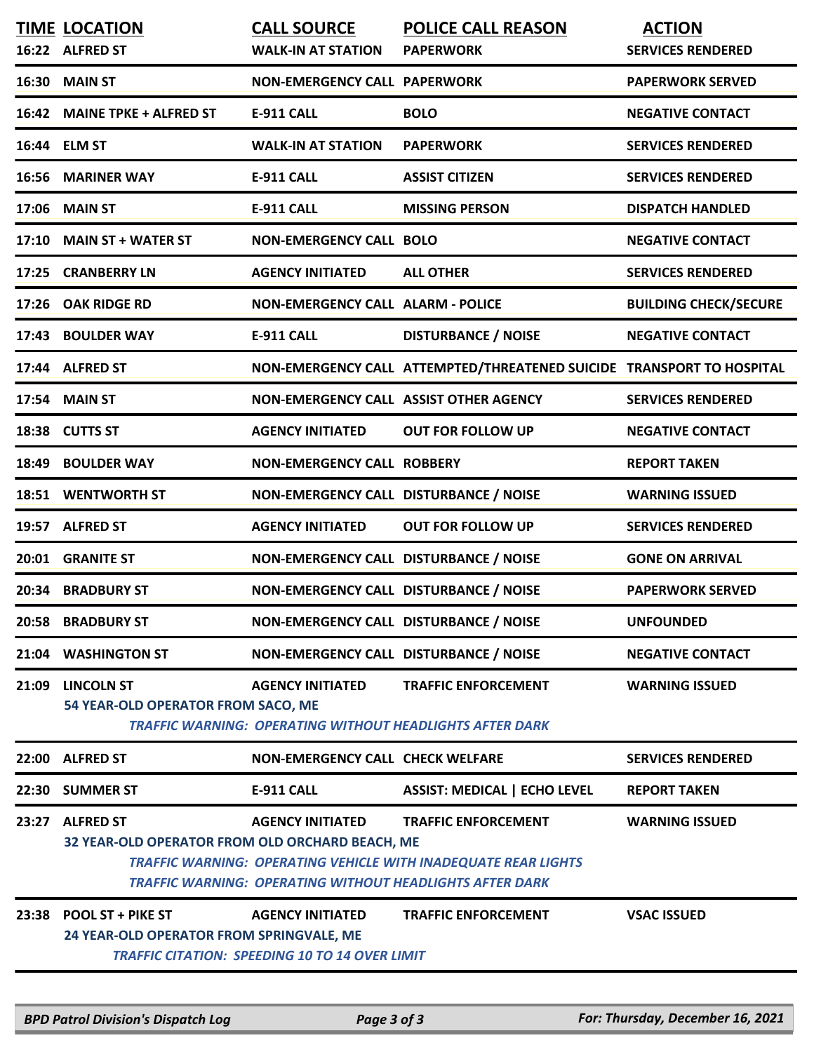| TIME | LOCATION | CALL SOURCE | POLICE CALL REASON | ACTION |
|---|---|---|---|---|
| 16:22 | ALFRED ST | WALK-IN AT STATION | PAPERWORK | SERVICES RENDERED |
| 16:30 | MAIN ST | NON-EMERGENCY CALL | PAPERWORK | PAPERWORK SERVED |
| 16:42 | MAINE TPKE + ALFRED ST | E-911 CALL | BOLO | NEGATIVE CONTACT |
| 16:44 | ELM ST | WALK-IN AT STATION | PAPERWORK | SERVICES RENDERED |
| 16:56 | MARINER WAY | E-911 CALL | ASSIST CITIZEN | SERVICES RENDERED |
| 17:06 | MAIN ST | E-911 CALL | MISSING PERSON | DISPATCH HANDLED |
| 17:10 | MAIN ST + WATER ST | NON-EMERGENCY CALL | BOLO | NEGATIVE CONTACT |
| 17:25 | CRANBERRY LN | AGENCY INITIATED | ALL OTHER | SERVICES RENDERED |
| 17:26 | OAK RIDGE RD | NON-EMERGENCY CALL | ALARM - POLICE | BUILDING CHECK/SECURE |
| 17:43 | BOULDER WAY | E-911 CALL | DISTURBANCE / NOISE | NEGATIVE CONTACT |
| 17:44 | ALFRED ST | NON-EMERGENCY CALL | ATTEMPTED/THREATENED SUICIDE | TRANSPORT TO HOSPITAL |
| 17:54 | MAIN ST | NON-EMERGENCY CALL | ASSIST OTHER AGENCY | SERVICES RENDERED |
| 18:38 | CUTTS ST | AGENCY INITIATED | OUT FOR FOLLOW UP | NEGATIVE CONTACT |
| 18:49 | BOULDER WAY | NON-EMERGENCY CALL | ROBBERY | REPORT TAKEN |
| 18:51 | WENTWORTH ST | NON-EMERGENCY CALL | DISTURBANCE / NOISE | WARNING ISSUED |
| 19:57 | ALFRED ST | AGENCY INITIATED | OUT FOR FOLLOW UP | SERVICES RENDERED |
| 20:01 | GRANITE ST | NON-EMERGENCY CALL | DISTURBANCE / NOISE | GONE ON ARRIVAL |
| 20:34 | BRADBURY ST | NON-EMERGENCY CALL | DISTURBANCE / NOISE | PAPERWORK SERVED |
| 20:58 | BRADBURY ST | NON-EMERGENCY CALL | DISTURBANCE / NOISE | UNFOUNDED |
| 21:04 | WASHINGTON ST | NON-EMERGENCY CALL | DISTURBANCE / NOISE | NEGATIVE CONTACT |
| 21:09 | LINCOLN ST<br>54 YEAR-OLD OPERATOR FROM SACO, ME<br>*TRAFFIC WARNING: OPERATING WITHOUT HEADLIGHTS AFTER DARK* | AGENCY INITIATED | TRAFFIC ENFORCEMENT | WARNING ISSUED |
| 22:00 | ALFRED ST | NON-EMERGENCY CALL | CHECK WELFARE | SERVICES RENDERED |
| 22:30 | SUMMER ST | E-911 CALL | ASSIST: MEDICAL \| ECHO LEVEL | REPORT TAKEN |
| 23:27 | ALFRED ST<br>32 YEAR-OLD OPERATOR FROM OLD ORCHARD BEACH, ME<br>*TRAFFIC WARNING: OPERATING VEHICLE WITH INADEQUATE REAR LIGHTS*<br>*TRAFFIC WARNING: OPERATING WITHOUT HEADLIGHTS AFTER DARK* | AGENCY INITIATED | TRAFFIC ENFORCEMENT | WARNING ISSUED |
| 23:38 | POOL ST + PIKE ST<br>24 YEAR-OLD OPERATOR FROM SPRINGVALE, ME<br>*TRAFFIC CITATION: SPEEDING 10 TO 14 OVER LIMIT* | AGENCY INITIATED | TRAFFIC ENFORCEMENT | VSAC ISSUED |